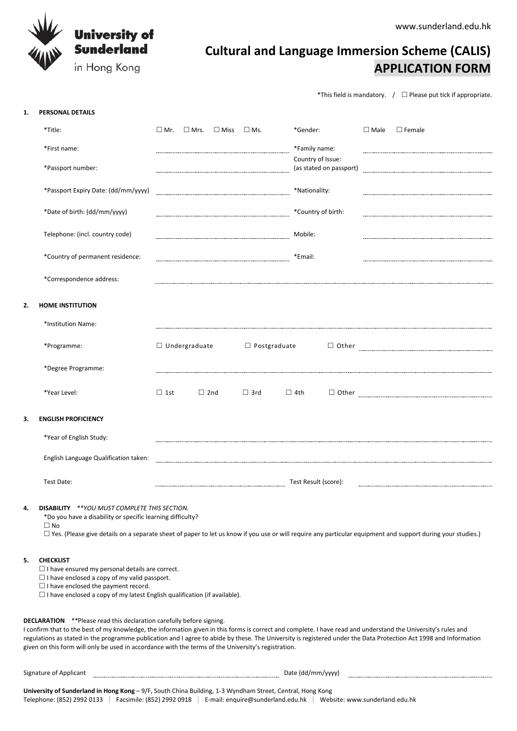www.sunderland.edu.hk

University of Sunderland in Hong Kong

# Cultural and Language Immersion Scheme (CALIS)
# APPLICATION FORM

*This field is mandatory. / ☐ Please put tick if appropriate.

## 1. PERSONAL DETAILS

| | | | |
|---|---|---|---|
| *Title: | ☐ Mr. ☐ Mrs. ☐ Miss ☐ Ms. | *Gender: | ☐ Male ☐ Female |
| *First name: | | *Family name: | |
| *Passport number: | | Country of Issue: (as stated on passport) | |
| *Passport Expiry Date: (dd/mm/yyyy) | | *Nationality: | |
| *Date of birth: (dd/mm/yyyy) | | *Country of birth: | |
| Telephone: (incl. country code) | | Mobile: | |
| *Country of permanent residence: | | *Email: | |
| *Correspondence address: | | | |

## 2. HOME INSTITUTION

| | |
|---|---|
| *Institution Name: | |
| *Programme: | ☐ Undergraduate ☐ Postgraduate ☐ Other |
| *Degree Programme: | |
| *Year Level: | ☐ 1st ☐ 2nd ☐ 3rd ☐ 4th ☐ Other |

## 3. ENGLISH PROFICIENCY

| | | | |
|---|---|---|---|
| *Year of English Study: | | | |
| English Language Qualification taken: | | | |
| Test Date: | | Test Result (score): | |

## 4. DISABILITY *\*\*YOU MUST COMPLETE THIS SECTION.*

*Do you have a disability or specific learning difficulty?

☐ No

☐ Yes. (Please give details on a separate sheet of paper to let us know if you use or will require any particular equipment and support during your studies.)

## 5. CHECKLIST

☐ I have ensured my personal details are correct.

☐ I have enclosed a copy of my valid passport.

☐ I have enclosed the payment record.

☐ I have enclosed a copy of my latest English qualification (if available).

**DECLARATION** *\*\*Please read this declaration carefully before signing.*

I confirm that to the best of my knowledge, the information given in this forms is correct and complete. I have read and understand the University's rules and regulations as stated in the programme publication and I agree to abide by these. The University is registered under the Data Protection Act 1998 and Information given on this form will only be used in accordance with the terms of the University's registration.

Signature of Applicant ____________________ Date (dd/mm/yyyy) ____________________

**University of Sunderland in Hong Kong** – 9/F, South China Building, 1-3 Wyndham Street, Central, Hong Kong

Telephone: (852) 2992 0133 | Facsimile: (852) 2992 0918 | E-mail: enquire@sunderland.edu.hk | Website: www.sunderland.edu.hk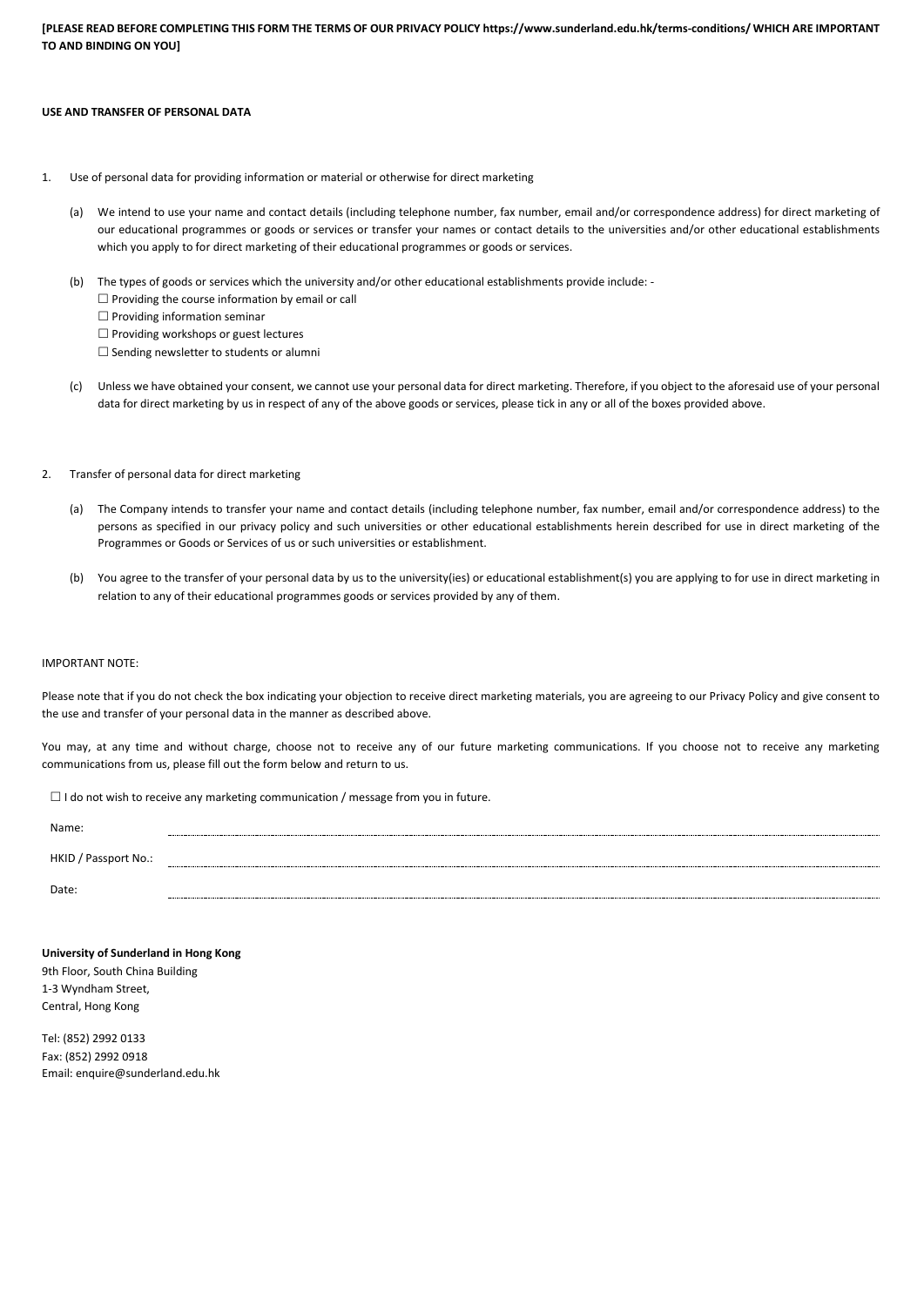**[PLEASE READ BEFORE COMPLETING THIS FORM THE TERMS OF OUR PRIVACY POLICY https://www.sunderland.edu.hk/terms-conditions/ WHICH ARE IMPORTANT TO AND BINDING ON YOU]**

**USE AND TRANSFER OF PERSONAL DATA**

1. Use of personal data for providing information or material or otherwise for direct marketing

   (a) We intend to use your name and contact details (including telephone number, fax number, email and/or correspondence address) for direct marketing of our educational programmes or goods or services or transfer your names or contact details to the universities and/or other educational establishments which you apply to for direct marketing of their educational programmes or goods or services.

   (b) The types of goods or services which the university and/or other educational establishments provide include: -
   ☐ Providing the course information by email or call
   ☐ Providing information seminar
   ☐ Providing workshops or guest lectures
   ☐ Sending newsletter to students or alumni

   (c) Unless we have obtained your consent, we cannot use your personal data for direct marketing. Therefore, if you object to the aforesaid use of your personal data for direct marketing by us in respect of any of the above goods or services, please tick in any or all of the boxes provided above.

2. Transfer of personal data for direct marketing

   (a) The Company intends to transfer your name and contact details (including telephone number, fax number, email and/or correspondence address) to the persons as specified in our privacy policy and such universities or other educational establishments herein described for use in direct marketing of the Programmes or Goods or Services of us or such universities or establishment.

   (b) You agree to the transfer of your personal data by us to the university(ies) or educational establishment(s) you are applying to for use in direct marketing in relation to any of their educational programmes goods or services provided by any of them.

IMPORTANT NOTE:

Please note that if you do not check the box indicating your objection to receive direct marketing materials, you are agreeing to our Privacy Policy and give consent to the use and transfer of your personal data in the manner as described above.

You may, at any time and without charge, choose not to receive any of our future marketing communications. If you choose not to receive any marketing communications from us, please fill out the form below and return to us.

☐ I do not wish to receive any marketing communication / message from you in future.

Name: ..............................

HKID / Passport No.: ..............................

Date: ..............................

**University of Sunderland in Hong Kong**
9th Floor, South China Building
1-3 Wyndham Street,
Central, Hong Kong

Tel: (852) 2992 0133
Fax: (852) 2992 0918
Email: enquire@sunderland.edu.hk